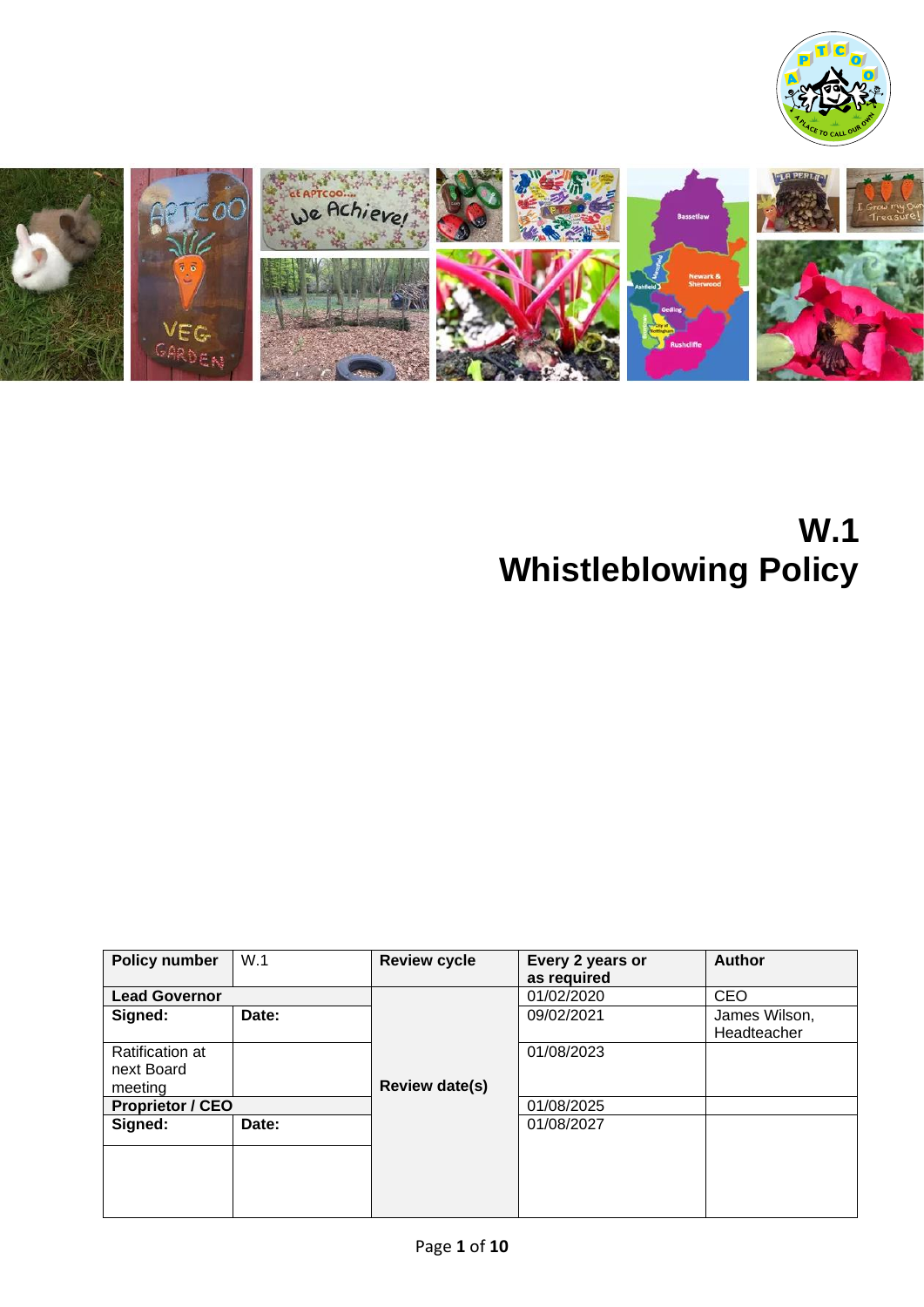# W.1
# Whistleblowing Policy

| Policy number | W.1 | Review cycle | Every 2 years or as required | Author |
|---|---|---|---|---|
| Lead Governor | | Review date(s) | 01/02/2020 | CEO |
| Signed: | Date: | | 09/02/2021 | James Wilson, Headteacher |
| Ratification at next Board meeting | | | 01/08/2023 | |
| Proprietor / CEO | | | 01/08/2025 | |
| Signed: | Date: | | 01/08/2027 | |
| | | | | |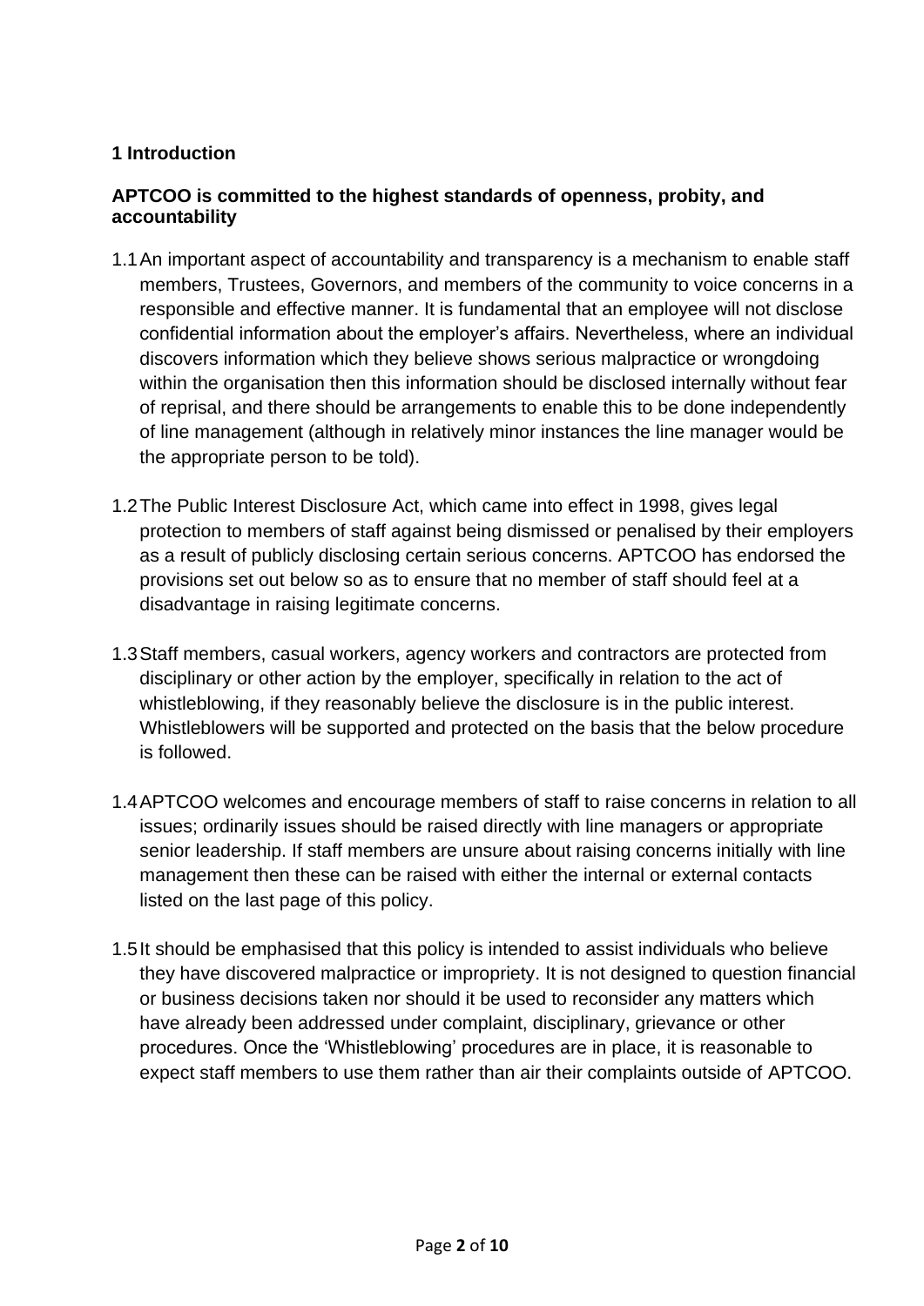## 1 Introduction

**APTCOO is committed to the highest standards of openness, probity, and accountability**

1.1 An important aspect of accountability and transparency is a mechanism to enable staff members, Trustees, Governors, and members of the community to voice concerns in a responsible and effective manner. It is fundamental that an employee will not disclose confidential information about the employer's affairs. Nevertheless, where an individual discovers information which they believe shows serious malpractice or wrongdoing within the organisation then this information should be disclosed internally without fear of reprisal, and there should be arrangements to enable this to be done independently of line management (although in relatively minor instances the line manager would be the appropriate person to be told).

1.2 The Public Interest Disclosure Act, which came into effect in 1998, gives legal protection to members of staff against being dismissed or penalised by their employers as a result of publicly disclosing certain serious concerns. APTCOO has endorsed the provisions set out below so as to ensure that no member of staff should feel at a disadvantage in raising legitimate concerns.

1.3 Staff members, casual workers, agency workers and contractors are protected from disciplinary or other action by the employer, specifically in relation to the act of whistleblowing, if they reasonably believe the disclosure is in the public interest. Whistleblowers will be supported and protected on the basis that the below procedure is followed.

1.4 APTCOO welcomes and encourage members of staff to raise concerns in relation to all issues; ordinarily issues should be raised directly with line managers or appropriate senior leadership. If staff members are unsure about raising concerns initially with line management then these can be raised with either the internal or external contacts listed on the last page of this policy.

1.5 It should be emphasised that this policy is intended to assist individuals who believe they have discovered malpractice or impropriety. It is not designed to question financial or business decisions taken nor should it be used to reconsider any matters which have already been addressed under complaint, disciplinary, grievance or other procedures. Once the 'Whistleblowing' procedures are in place, it is reasonable to expect staff members to use them rather than air their complaints outside of APTCOO.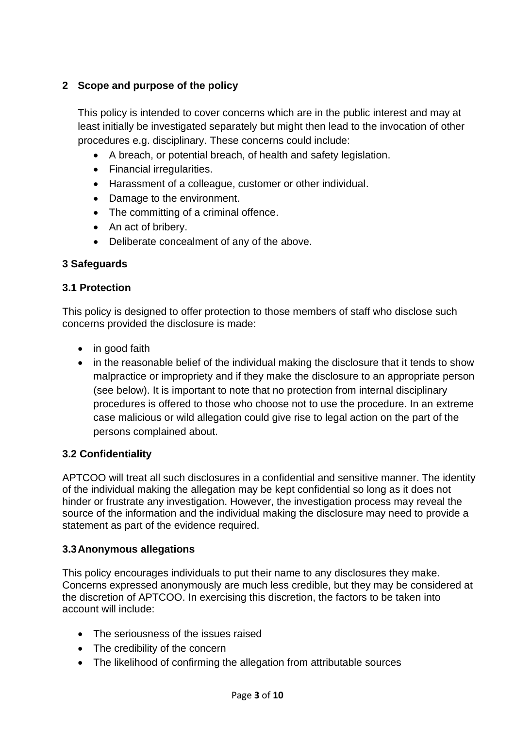## 2 Scope and purpose of the policy

This policy is intended to cover concerns which are in the public interest and may at least initially be investigated separately but might then lead to the invocation of other procedures e.g. disciplinary. These concerns could include:

- A breach, or potential breach, of health and safety legislation.
- Financial irregularities.
- Harassment of a colleague, customer or other individual.
- Damage to the environment.
- The committing of a criminal offence.
- An act of bribery.
- Deliberate concealment of any of the above.

## 3 Safeguards

### 3.1 Protection

This policy is designed to offer protection to those members of staff who disclose such concerns provided the disclosure is made:

- in good faith
- in the reasonable belief of the individual making the disclosure that it tends to show malpractice or impropriety and if they make the disclosure to an appropriate person (see below). It is important to note that no protection from internal disciplinary procedures is offered to those who choose not to use the procedure. In an extreme case malicious or wild allegation could give rise to legal action on the part of the persons complained about.

### 3.2 Confidentiality

APTCOO will treat all such disclosures in a confidential and sensitive manner. The identity of the individual making the allegation may be kept confidential so long as it does not hinder or frustrate any investigation. However, the investigation process may reveal the source of the information and the individual making the disclosure may need to provide a statement as part of the evidence required.

### 3.3 Anonymous allegations

This policy encourages individuals to put their name to any disclosures they make. Concerns expressed anonymously are much less credible, but they may be considered at the discretion of APTCOO. In exercising this discretion, the factors to be taken into account will include:

- The seriousness of the issues raised
- The credibility of the concern
- The likelihood of confirming the allegation from attributable sources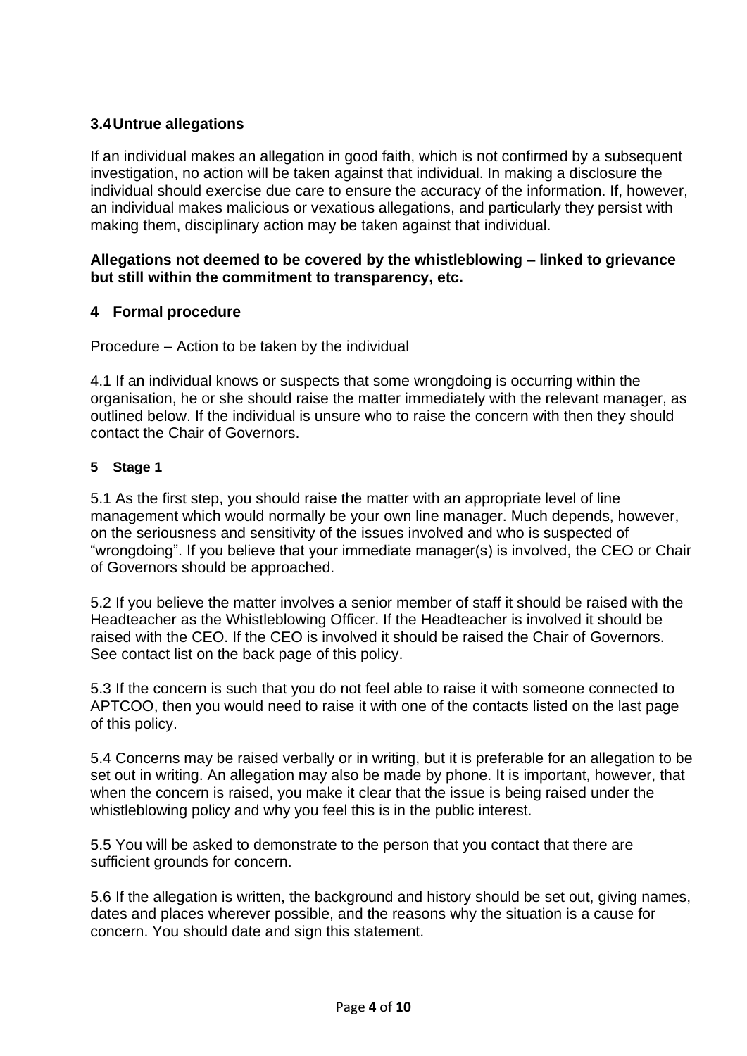### 3.4 Untrue allegations

If an individual makes an allegation in good faith, which is not confirmed by a subsequent investigation, no action will be taken against that individual. In making a disclosure the individual should exercise due care to ensure the accuracy of the information. If, however, an individual makes malicious or vexatious allegations, and particularly they persist with making them, disciplinary action may be taken against that individual.

**Allegations not deemed to be covered by the whistleblowing – linked to grievance but still within the commitment to transparency, etc.**

## 4 Formal procedure

Procedure – Action to be taken by the individual

4.1 If an individual knows or suspects that some wrongdoing is occurring within the organisation, he or she should raise the matter immediately with the relevant manager, as outlined below. If the individual is unsure who to raise the concern with then they should contact the Chair of Governors.

## 5 Stage 1

5.1 As the first step, you should raise the matter with an appropriate level of line management which would normally be your own line manager. Much depends, however, on the seriousness and sensitivity of the issues involved and who is suspected of "wrongdoing". If you believe that your immediate manager(s) is involved, the CEO or Chair of Governors should be approached.

5.2 If you believe the matter involves a senior member of staff it should be raised with the Headteacher as the Whistleblowing Officer. If the Headteacher is involved it should be raised with the CEO. If the CEO is involved it should be raised the Chair of Governors. See contact list on the back page of this policy.

5.3 If the concern is such that you do not feel able to raise it with someone connected to APTCOO, then you would need to raise it with one of the contacts listed on the last page of this policy.

5.4 Concerns may be raised verbally or in writing, but it is preferable for an allegation to be set out in writing. An allegation may also be made by phone. It is important, however, that when the concern is raised, you make it clear that the issue is being raised under the whistleblowing policy and why you feel this is in the public interest.

5.5 You will be asked to demonstrate to the person that you contact that there are sufficient grounds for concern.

5.6 If the allegation is written, the background and history should be set out, giving names, dates and places wherever possible, and the reasons why the situation is a cause for concern. You should date and sign this statement.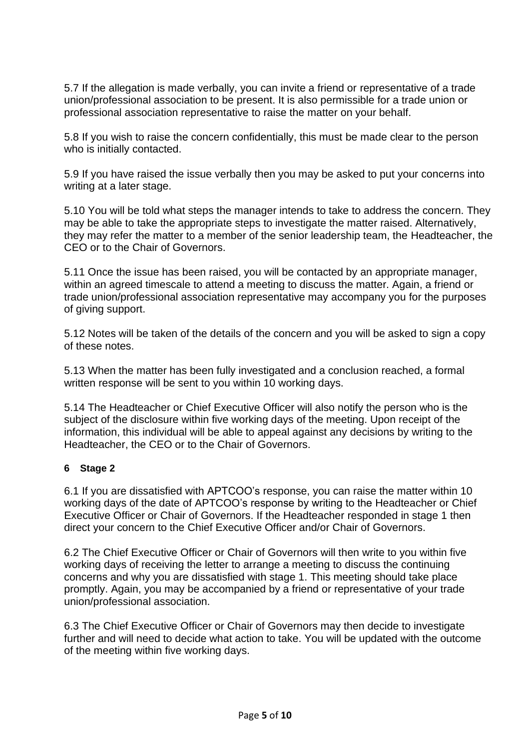5.7 If the allegation is made verbally, you can invite a friend or representative of a trade union/professional association to be present. It is also permissible for a trade union or professional association representative to raise the matter on your behalf.

5.8 If you wish to raise the concern confidentially, this must be made clear to the person who is initially contacted.

5.9 If you have raised the issue verbally then you may be asked to put your concerns into writing at a later stage.

5.10 You will be told what steps the manager intends to take to address the concern. They may be able to take the appropriate steps to investigate the matter raised. Alternatively, they may refer the matter to a member of the senior leadership team, the Headteacher, the CEO or to the Chair of Governors.

5.11 Once the issue has been raised, you will be contacted by an appropriate manager, within an agreed timescale to attend a meeting to discuss the matter. Again, a friend or trade union/professional association representative may accompany you for the purposes of giving support.

5.12 Notes will be taken of the details of the concern and you will be asked to sign a copy of these notes.

5.13 When the matter has been fully investigated and a conclusion reached, a formal written response will be sent to you within 10 working days.

5.14 The Headteacher or Chief Executive Officer will also notify the person who is the subject of the disclosure within five working days of the meeting. Upon receipt of the information, this individual will be able to appeal against any decisions by writing to the Headteacher, the CEO or to the Chair of Governors.

## 6 Stage 2

6.1 If you are dissatisfied with APTCOO's response, you can raise the matter within 10 working days of the date of APTCOO's response by writing to the Headteacher or Chief Executive Officer or Chair of Governors. If the Headteacher responded in stage 1 then direct your concern to the Chief Executive Officer and/or Chair of Governors.

6.2 The Chief Executive Officer or Chair of Governors will then write to you within five working days of receiving the letter to arrange a meeting to discuss the continuing concerns and why you are dissatisfied with stage 1. This meeting should take place promptly. Again, you may be accompanied by a friend or representative of your trade union/professional association.

6.3 The Chief Executive Officer or Chair of Governors may then decide to investigate further and will need to decide what action to take. You will be updated with the outcome of the meeting within five working days.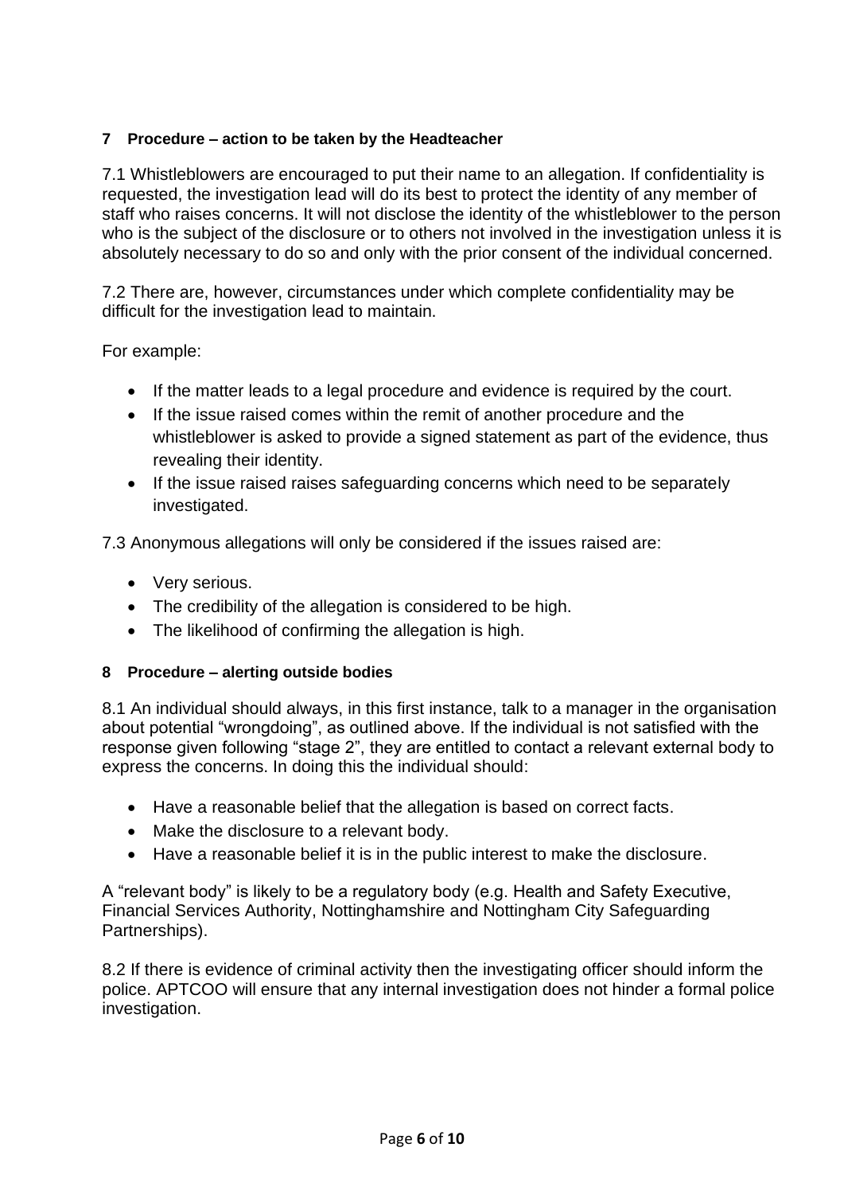## 7 Procedure – action to be taken by the Headteacher

7.1 Whistleblowers are encouraged to put their name to an allegation. If confidentiality is requested, the investigation lead will do its best to protect the identity of any member of staff who raises concerns. It will not disclose the identity of the whistleblower to the person who is the subject of the disclosure or to others not involved in the investigation unless it is absolutely necessary to do so and only with the prior consent of the individual concerned.

7.2 There are, however, circumstances under which complete confidentiality may be difficult for the investigation lead to maintain.

For example:

- If the matter leads to a legal procedure and evidence is required by the court.
- If the issue raised comes within the remit of another procedure and the whistleblower is asked to provide a signed statement as part of the evidence, thus revealing their identity.
- If the issue raised raises safeguarding concerns which need to be separately investigated.

7.3 Anonymous allegations will only be considered if the issues raised are:

- Very serious.
- The credibility of the allegation is considered to be high.
- The likelihood of confirming the allegation is high.

## 8 Procedure – alerting outside bodies

8.1 An individual should always, in this first instance, talk to a manager in the organisation about potential "wrongdoing", as outlined above. If the individual is not satisfied with the response given following "stage 2", they are entitled to contact a relevant external body to express the concerns. In doing this the individual should:

- Have a reasonable belief that the allegation is based on correct facts.
- Make the disclosure to a relevant body.
- Have a reasonable belief it is in the public interest to make the disclosure.

A "relevant body" is likely to be a regulatory body (e.g. Health and Safety Executive, Financial Services Authority, Nottinghamshire and Nottingham City Safeguarding Partnerships).

8.2 If there is evidence of criminal activity then the investigating officer should inform the police. APTCOO will ensure that any internal investigation does not hinder a formal police investigation.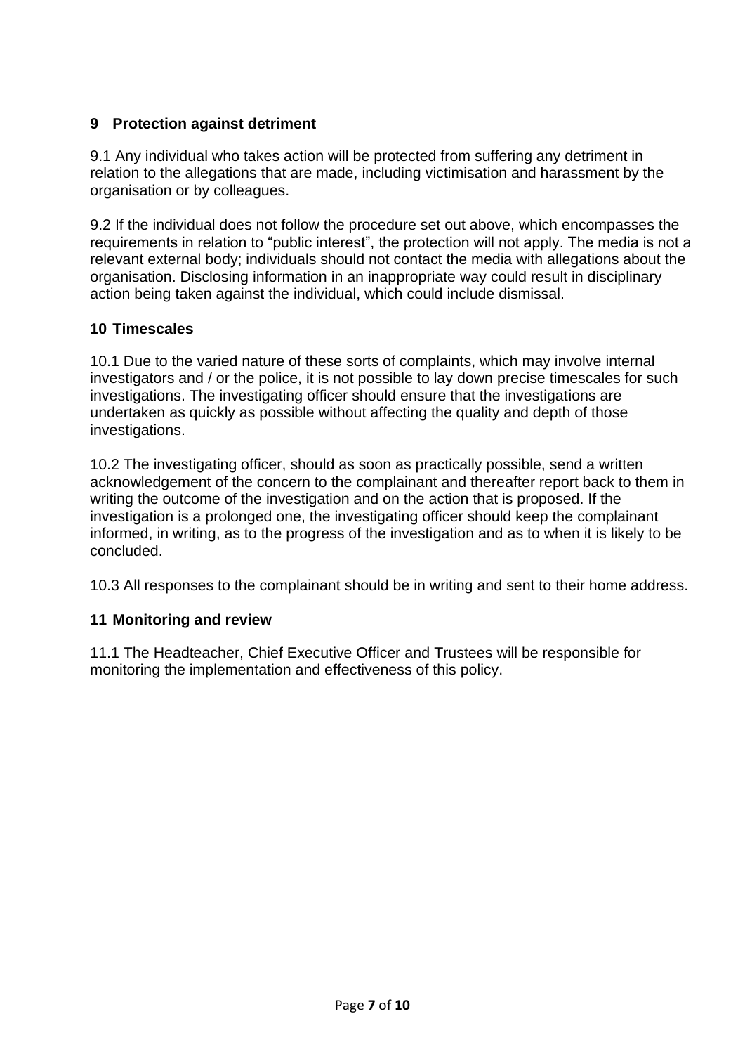## 9 Protection against detriment

9.1 Any individual who takes action will be protected from suffering any detriment in relation to the allegations that are made, including victimisation and harassment by the organisation or by colleagues.

9.2 If the individual does not follow the procedure set out above, which encompasses the requirements in relation to "public interest", the protection will not apply. The media is not a relevant external body; individuals should not contact the media with allegations about the organisation. Disclosing information in an inappropriate way could result in disciplinary action being taken against the individual, which could include dismissal.

## 10 Timescales

10.1 Due to the varied nature of these sorts of complaints, which may involve internal investigators and / or the police, it is not possible to lay down precise timescales for such investigations. The investigating officer should ensure that the investigations are undertaken as quickly as possible without affecting the quality and depth of those investigations.

10.2 The investigating officer, should as soon as practically possible, send a written acknowledgement of the concern to the complainant and thereafter report back to them in writing the outcome of the investigation and on the action that is proposed. If the investigation is a prolonged one, the investigating officer should keep the complainant informed, in writing, as to the progress of the investigation and as to when it is likely to be concluded.

10.3 All responses to the complainant should be in writing and sent to their home address.

## 11 Monitoring and review

11.1 The Headteacher, Chief Executive Officer and Trustees will be responsible for monitoring the implementation and effectiveness of this policy.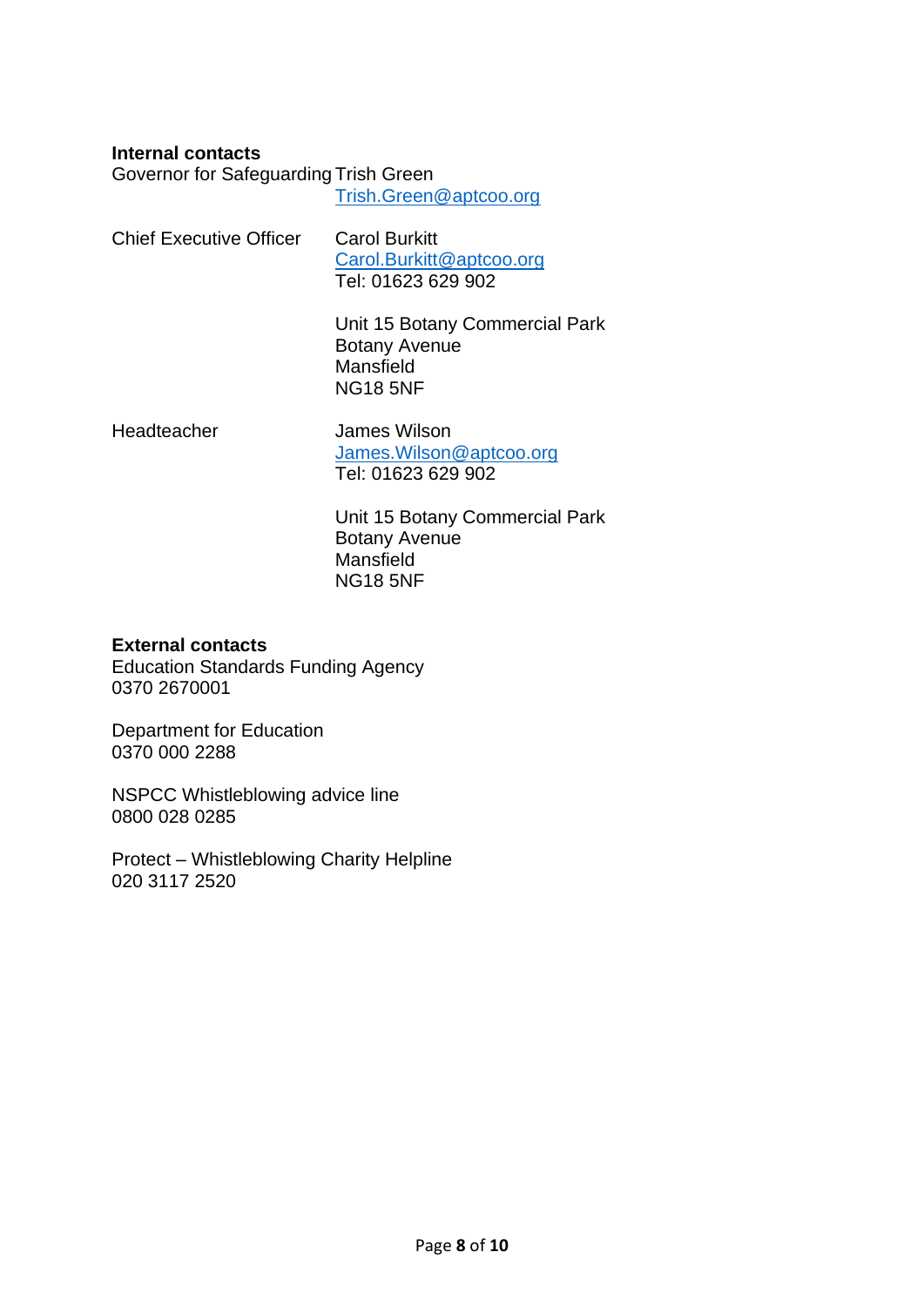**Internal contacts**

Governor for Safeguarding Trish Green
Trish.Green@aptcoo.org

Chief Executive Officer Carol Burkitt
Carol.Burkitt@aptcoo.org
Tel: 01623 629 902

Unit 15 Botany Commercial Park
Botany Avenue
Mansfield
NG18 5NF

Headteacher James Wilson
James.Wilson@aptcoo.org
Tel: 01623 629 902

Unit 15 Botany Commercial Park
Botany Avenue
Mansfield
NG18 5NF

**External contacts**

Education Standards Funding Agency
0370 2670001

Department for Education
0370 000 2288

NSPCC Whistleblowing advice line
0800 028 0285

Protect – Whistleblowing Charity Helpline
020 3117 2520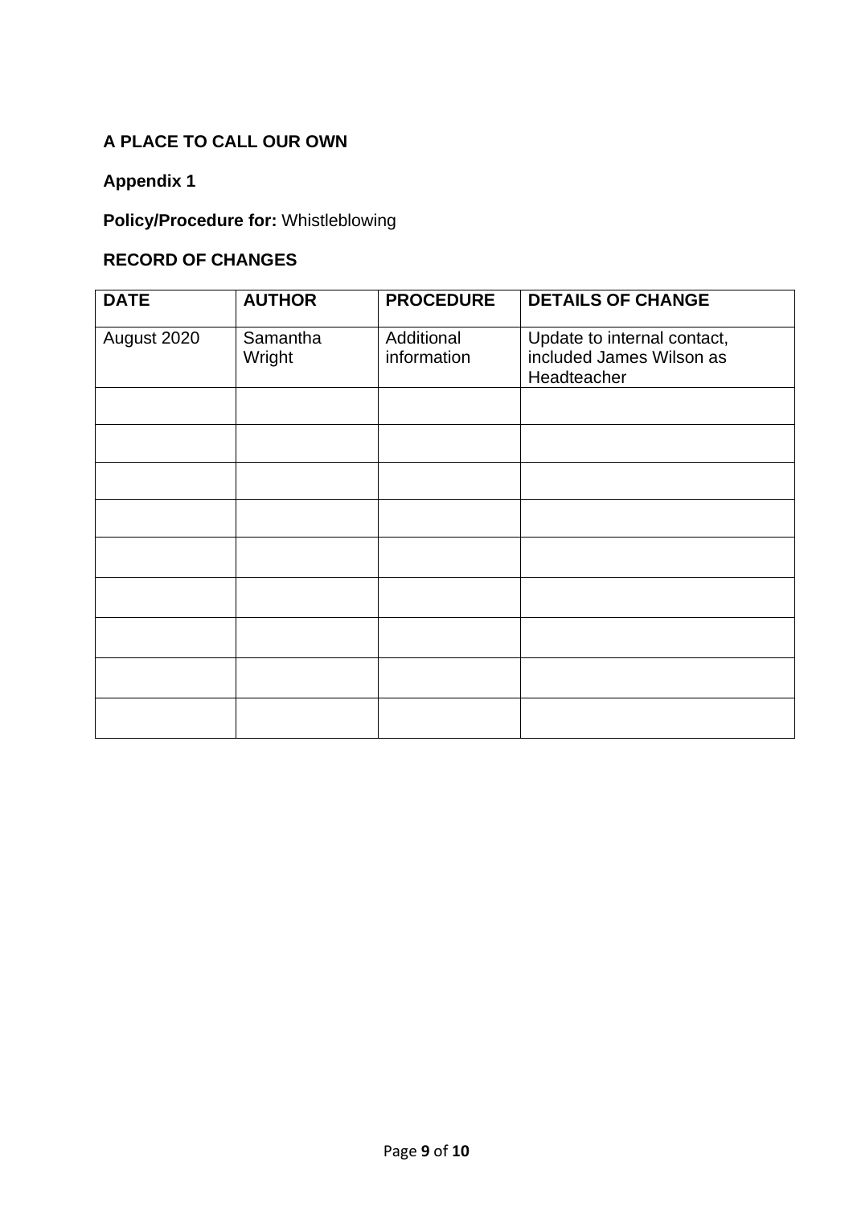**A PLACE TO CALL OUR OWN**

**Appendix 1**

**Policy/Procedure for:** Whistleblowing

**RECORD OF CHANGES**

| DATE | AUTHOR | PROCEDURE | DETAILS OF CHANGE |
|---|---|---|---|
| August 2020 | Samantha Wright | Additional information | Update to internal contact, included James Wilson as Headteacher |
| | | | |
| | | | |
| | | | |
| | | | |
| | | | |
| | | | |
| | | | |
| | | | |
| | | | |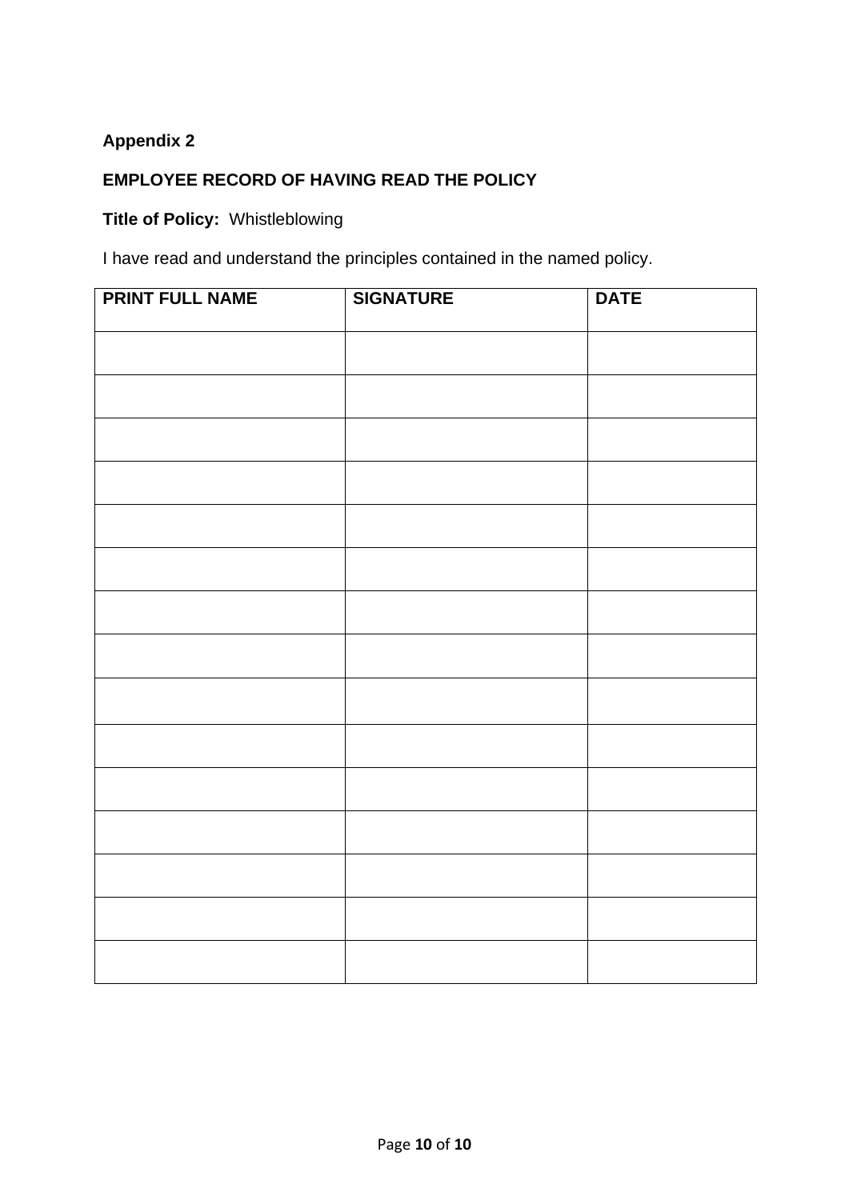**Appendix 2**

**EMPLOYEE RECORD OF HAVING READ THE POLICY**

**Title of Policy:** Whistleblowing

I have read and understand the principles contained in the named policy.

| PRINT FULL NAME | SIGNATURE | DATE |
| --- | --- | --- |
| | | |
| | | |
| | | |
| | | |
| | | |
| | | |
| | | |
| | | |
| | | |
| | | |
| | | |
| | | |
| | | |
| | | |
| | | |